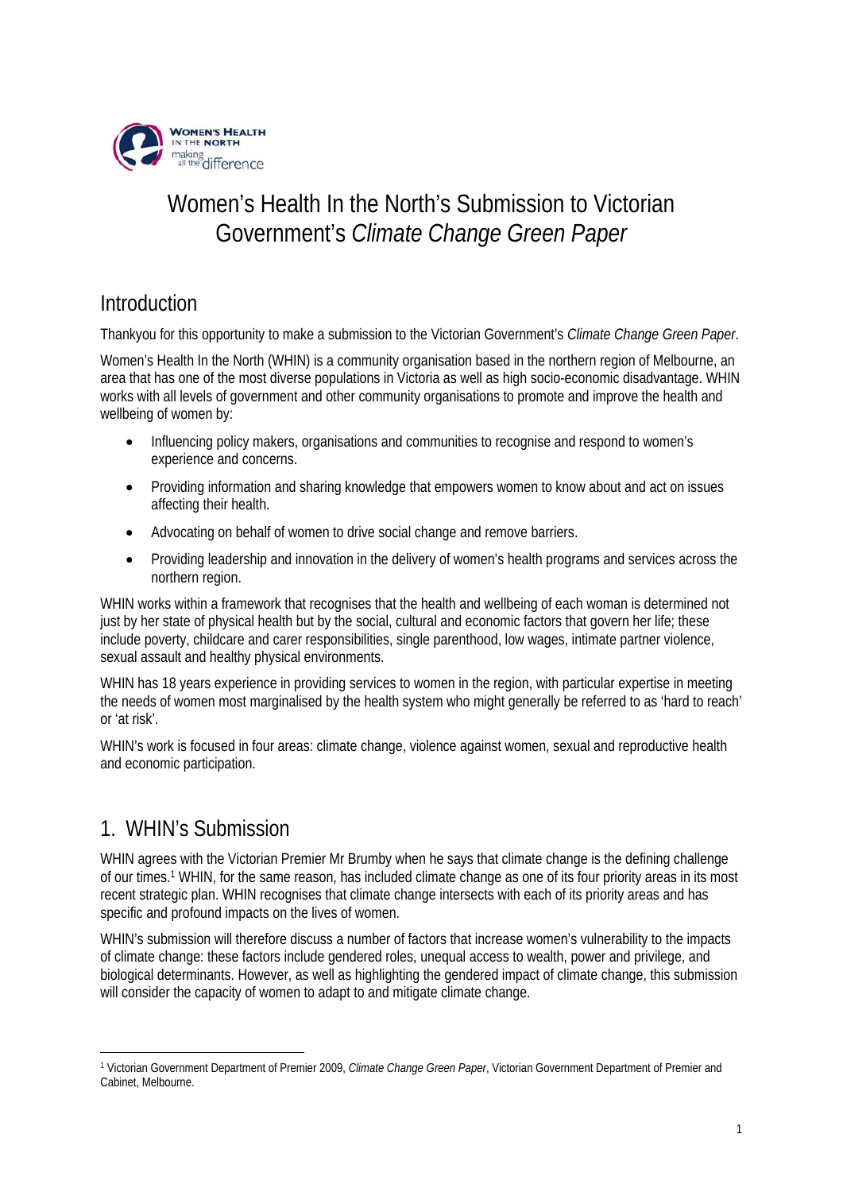# Women's Health In the North's Submission to Victorian Government's *Climate Change Green Paper*

## Introduction

Thankyou for this opportunity to make a submission to the Victorian Government's *Climate Change Green Paper*.

Women's Health In the North (WHIN) is a community organisation based in the northern region of Melbourne, an area that has one of the most diverse populations in Victoria as well as high socio-economic disadvantage. WHIN works with all levels of government and other community organisations to promote and improve the health and wellbeing of women by:

- Influencing policy makers, organisations and communities to recognise and respond to women's experience and concerns.
- Providing information and sharing knowledge that empowers women to know about and act on issues affecting their health.
- Advocating on behalf of women to drive social change and remove barriers.
- Providing leadership and innovation in the delivery of women's health programs and services across the northern region.

WHIN works within a framework that recognises that the health and wellbeing of each woman is determined not just by her state of physical health but by the social, cultural and economic factors that govern her life; these include poverty, childcare and carer responsibilities, single parenthood, low wages, intimate partner violence, sexual assault and healthy physical environments.

WHIN has 18 years experience in providing services to women in the region, with particular expertise in meeting the needs of women most marginalised by the health system who might generally be referred to as 'hard to reach' or 'at risk'.

WHIN's work is focused in four areas: climate change, violence against women, sexual and reproductive health and economic participation.

## 1. WHIN's Submission

WHIN agrees with the Victorian Premier Mr Brumby when he says that climate change is the defining challenge of our times.[1] WHIN, for the same reason, has included climate change as one of its four priority areas in its most recent strategic plan. WHIN recognises that climate change intersects with each of its priority areas and has specific and profound impacts on the lives of women.

WHIN's submission will therefore discuss a number of factors that increase women's vulnerability to the impacts of climate change: these factors include gendered roles, unequal access to wealth, power and privilege, and biological determinants. However, as well as highlighting the gendered impact of climate change, this submission will consider the capacity of women to adapt to and mitigate climate change.

---

[1] Victorian Government Department of Premier 2009, *Climate Change Green Paper*, Victorian Government Department of Premier and Cabinet, Melbourne.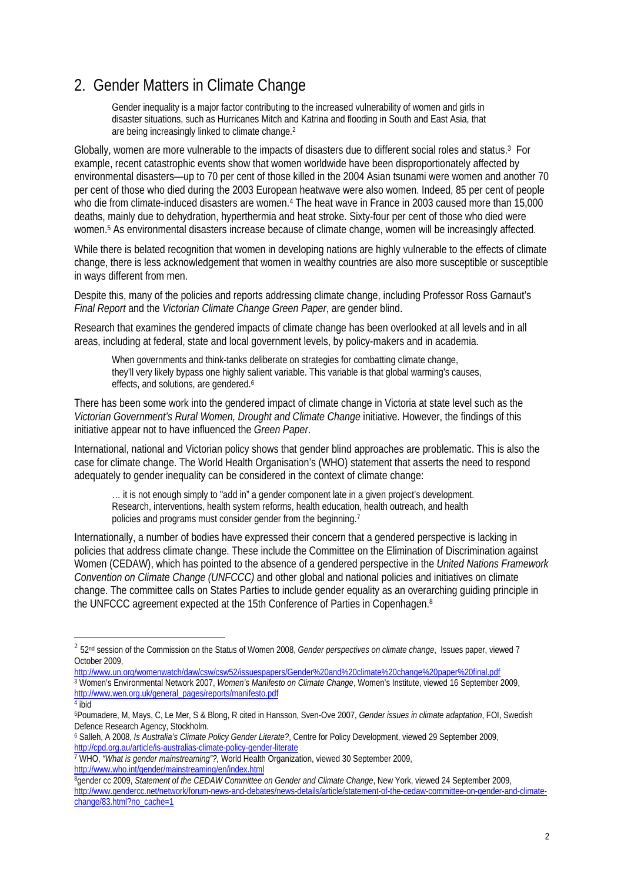## 2. Gender Matters in Climate Change

> Gender inequality is a major factor contributing to the increased vulnerability of women and girls in disaster situations, such as Hurricanes Mitch and Katrina and flooding in South and East Asia, that are being increasingly linked to climate change.[2]

Globally, women are more vulnerable to the impacts of disasters due to different social roles and status.[3] For example, recent catastrophic events show that women worldwide have been disproportionately affected by environmental disasters—up to 70 per cent of those killed in the 2004 Asian tsunami were women and another 70 per cent of those who died during the 2003 European heatwave were also women. Indeed, 85 per cent of people who die from climate-induced disasters are women.[4] The heat wave in France in 2003 caused more than 15,000 deaths, mainly due to dehydration, hyperthermia and heat stroke. Sixty-four per cent of those who died were women.[5] As environmental disasters increase because of climate change, women will be increasingly affected.

While there is belated recognition that women in developing nations are highly vulnerable to the effects of climate change, there is less acknowledgement that women in wealthy countries are also more susceptible or susceptible in ways different from men.

Despite this, many of the policies and reports addressing climate change, including Professor Ross Garnaut's *Final Report* and the *Victorian Climate Change Green Paper*, are gender blind.

Research that examines the gendered impacts of climate change has been overlooked at all levels and in all areas, including at federal, state and local government levels, by policy-makers and in academia.

> When governments and think-tanks deliberate on strategies for combatting climate change, they'll very likely bypass one highly salient variable. This variable is that global warming's causes, effects, and solutions, are gendered.[6]

There has been some work into the gendered impact of climate change in Victoria at state level such as the *Victorian Government's Rural Women, Drought and Climate Change* initiative. However, the findings of this initiative appear not to have influenced the *Green Paper*.

International, national and Victorian policy shows that gender blind approaches are problematic. This is also the case for climate change. The World Health Organisation's (WHO) statement that asserts the need to respond adequately to gender inequality can be considered in the context of climate change:

> … it is not enough simply to "add in" a gender component late in a given project's development. Research, interventions, health system reforms, health education, health outreach, and health policies and programs must consider gender from the beginning.[7]

Internationally, a number of bodies have expressed their concern that a gendered perspective is lacking in policies that address climate change. These include the Committee on the Elimination of Discrimination against Women (CEDAW), which has pointed to the absence of a gendered perspective in the *United Nations Framework Convention on Climate Change (UNFCCC)* and other global and national policies and initiatives on climate change. The committee calls on States Parties to include gender equality as an overarching guiding principle in the UNFCCC agreement expected at the 15th Conference of Parties in Copenhagen.[8]

---

[2] 52nd session of the Commission on the Status of Women 2008, *Gender perspectives on climate change*, Issues paper, viewed 7 October 2009, http://www.un.org/womenwatch/daw/csw/csw52/issuespapers/Gender%20and%20climate%20change%20paper%20final.pdf

[3] Women's Environmental Network 2007, *Women's Manifesto on Climate Change*, Women's Institute, viewed 16 September 2009, http://www.wen.org.uk/general_pages/reports/manifesto.pdf

[4] ibid

[5] Poumadere, M, Mays, C, Le Mer, S & Blong, R cited in Hansson, Sven-Ove 2007, *Gender issues in climate adaptation*, FOI, Swedish Defence Research Agency, Stockholm.

[6] Salleh, A 2008, *Is Australia's Climate Policy Gender Literate?*, Centre for Policy Development, viewed 29 September 2009, http://cpd.org.au/article/is-australias-climate-policy-gender-literate

[7] WHO, *"What is gender mainstreaming"?,* World Health Organization, viewed 30 September 2009, http://www.who.int/gender/mainstreaming/en/index.html

[8] gender cc 2009, *Statement of the CEDAW Committee on Gender and Climate Change*, New York, viewed 24 September 2009, http://www.gendercc.net/network/forum-news-and-debates/news-details/article/statement-of-the-cedaw-committee-on-gender-and-climate-change/83.html?no_cache=1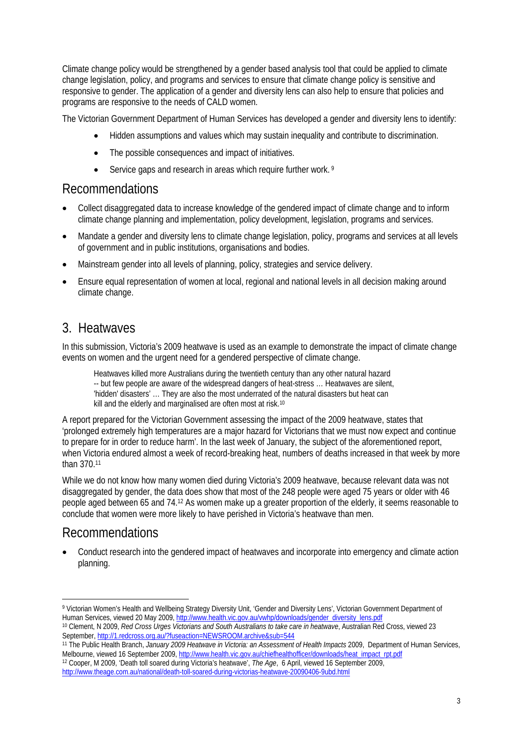Climate change policy would be strengthened by a gender based analysis tool that could be applied to climate change legislation, policy, and programs and services to ensure that climate change policy is sensitive and responsive to gender. The application of a gender and diversity lens can also help to ensure that policies and programs are responsive to the needs of CALD women.

The Victorian Government Department of Human Services has developed a gender and diversity lens to identify:

- Hidden assumptions and values which may sustain inequality and contribute to discrimination.
- The possible consequences and impact of initiatives.
- Service gaps and research in areas which require further work. [9]

## Recommendations

- Collect disaggregated data to increase knowledge of the gendered impact of climate change and to inform climate change planning and implementation, policy development, legislation, programs and services.
- Mandate a gender and diversity lens to climate change legislation, policy, programs and services at all levels of government and in public institutions, organisations and bodies.
- Mainstream gender into all levels of planning, policy, strategies and service delivery.
- Ensure equal representation of women at local, regional and national levels in all decision making around climate change.

# 3. Heatwaves

In this submission, Victoria's 2009 heatwave is used as an example to demonstrate the impact of climate change events on women and the urgent need for a gendered perspective of climate change.

> Heatwaves killed more Australians during the twentieth century than any other natural hazard -- but few people are aware of the widespread dangers of heat-stress … Heatwaves are silent, 'hidden' disasters' … They are also the most underrated of the natural disasters but heat can kill and the elderly and marginalised are often most at risk.[10]

A report prepared for the Victorian Government assessing the impact of the 2009 heatwave, states that 'prolonged extremely high temperatures are a major hazard for Victorians that we must now expect and continue to prepare for in order to reduce harm'. In the last week of January, the subject of the aforementioned report, when Victoria endured almost a week of record-breaking heat, numbers of deaths increased in that week by more than 370.[11]

While we do not know how many women died during Victoria's 2009 heatwave, because relevant data was not disaggregated by gender, the data does show that most of the 248 people were aged 75 years or older with 46 people aged between 65 and 74.[12] As women make up a greater proportion of the elderly, it seems reasonable to conclude that women were more likely to have perished in Victoria's heatwave than men.

## Recommendations

- Conduct research into the gendered impact of heatwaves and incorporate into emergency and climate action planning.

---

[9] Victorian Women's Health and Wellbeing Strategy Diversity Unit, 'Gender and Diversity Lens', Victorian Government Department of Human Services, viewed 20 May 2009, http://www.health.vic.gov.au/vwhp/downloads/gender_diversity_lens.pdf

[10] Clement, N 2009, *Red Cross Urges Victorians and South Australians to take care in heatwave*, Australian Red Cross, viewed 23 September, http://1.redcross.org.au/?fuseaction=NEWSROOM.archive&sub=544

[11] The Public Health Branch, *January 2009 Heatwave in Victoria: an Assessment of Health Impacts* 2009, Department of Human Services, Melbourne, viewed 16 September 2009, http://www.health.vic.gov.au/chiefhealthofficer/downloads/heat_impact_rpt.pdf

[12] Cooper, M 2009, 'Death toll soared during Victoria's heatwave', *The Age*, 6 April, viewed 16 September 2009, http://www.theage.com.au/national/death-toll-soared-during-victorias-heatwave-20090406-9ubd.html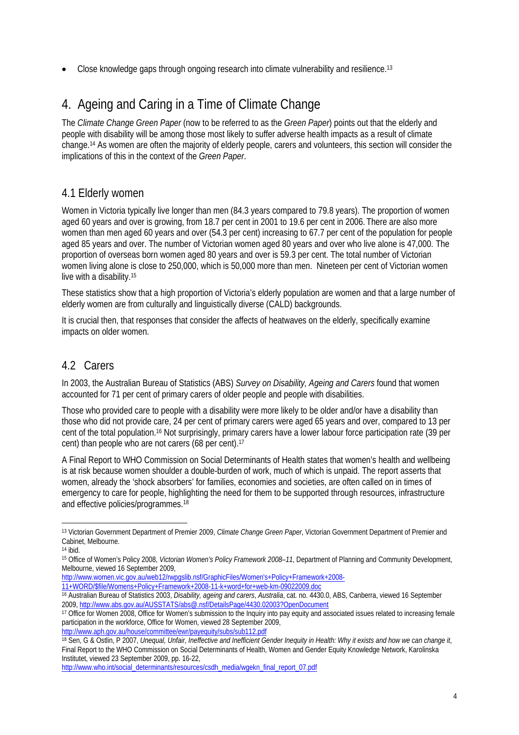- Close knowledge gaps through ongoing research into climate vulnerability and resilience.[13]

# 4. Ageing and Caring in a Time of Climate Change

The *Climate Change Green Paper* (now to be referred to as the *Green Paper*) points out that the elderly and people with disability will be among those most likely to suffer adverse health impacts as a result of climate change.[14] As women are often the majority of elderly people, carers and volunteers, this section will consider the implications of this in the context of the *Green Paper*.

## 4.1 Elderly women

Women in Victoria typically live longer than men (84.3 years compared to 79.8 years). The proportion of women aged 60 years and over is growing, from 18.7 per cent in 2001 to 19.6 per cent in 2006. There are also more women than men aged 60 years and over (54.3 per cent) increasing to 67.7 per cent of the population for people aged 85 years and over. The number of Victorian women aged 80 years and over who live alone is 47,000. The proportion of overseas born women aged 80 years and over is 59.3 per cent. The total number of Victorian women living alone is close to 250,000, which is 50,000 more than men. Nineteen per cent of Victorian women live with a disability.[15]

These statistics show that a high proportion of Victoria's elderly population are women and that a large number of elderly women are from culturally and linguistically diverse (CALD) backgrounds.

It is crucial then, that responses that consider the affects of heatwaves on the elderly, specifically examine impacts on older women.

## 4.2 Carers

In 2003, the Australian Bureau of Statistics (ABS) *Survey on Disability, Ageing and Carers* found that women accounted for 71 per cent of primary carers of older people and people with disabilities.

Those who provided care to people with a disability were more likely to be older and/or have a disability than those who did not provide care, 24 per cent of primary carers were aged 65 years and over, compared to 13 per cent of the total population.[16] Not surprisingly, primary carers have a lower labour force participation rate (39 per cent) than people who are not carers (68 per cent).[17]

A Final Report to WHO Commission on Social Determinants of Health states that women's health and wellbeing is at risk because women shoulder a double-burden of work, much of which is unpaid. The report asserts that women, already the 'shock absorbers' for families, economies and societies, are often called on in times of emergency to care for people, highlighting the need for them to be supported through resources, infrastructure and effective policies/programmes.[18]

---

[13] Victorian Government Department of Premier 2009, *Climate Change Green Paper*, Victorian Government Department of Premier and Cabinet, Melbourne.

[14] ibid.

[15] Office of Women's Policy 2008, *Victorian Women's Policy Framework 2008–11*, Department of Planning and Community Development, Melbourne, viewed 16 September 2009, http://www.women.vic.gov.au/web12/rwpgslib.nsf/GraphicFiles/Women's+Policy+Framework+2008-11+WORD/$file/Womens+Policy+Framework+2008-11-k+word+for+web-km-09022009.doc

[16] Australian Bureau of Statistics 2003, *Disability, ageing and carers*, *Australia*, cat. no. 4430.0, ABS, Canberra, viewed 16 September 2009, http://www.abs.gov.au/AUSSTATS/abs@.nsf/DetailsPage/4430.02003?OpenDocument

[17] Office for Women 2008, Office for Women's submission to the Inquiry into pay equity and associated issues related to increasing female participation in the workforce, Office for Women, viewed 28 September 2009, http://www.aph.gov.au/house/committee/ewr/payequity/subs/sub112.pdf

[18] Sen, G & Ostlin, P 2007, *Unequal, Unfair, Ineffective and Inefficient Gender Inequity in Health: Why it exists and how we can change it*, Final Report to the WHO Commission on Social Determinants of Health, Women and Gender Equity Knowledge Network, Karolinska Institutet, viewed 23 September 2009, pp. 16-22, http://www.who.int/social_determinants/resources/csdh_media/wgekn_final_report_07.pdf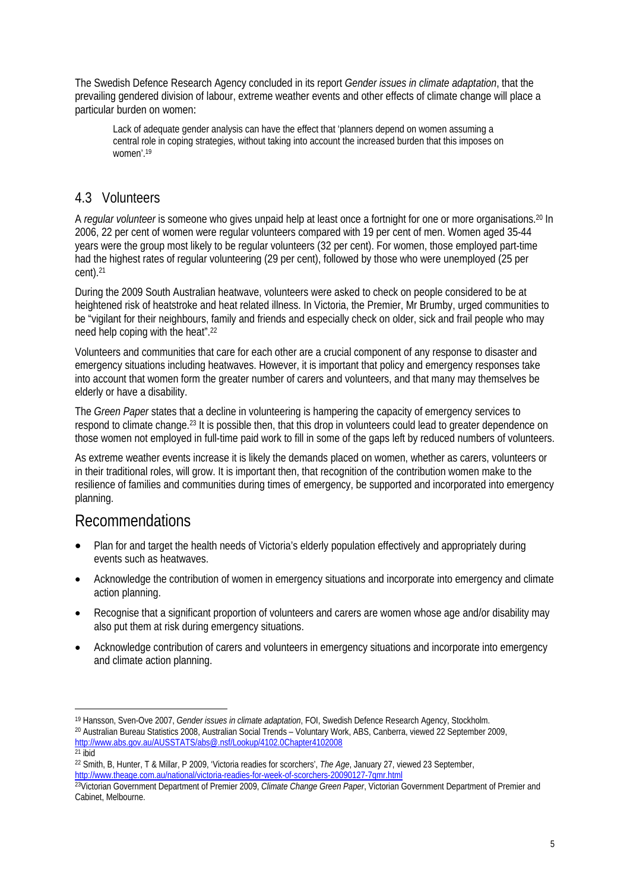The Swedish Defence Research Agency concluded in its report *Gender issues in climate adaptation*, that the prevailing gendered division of labour, extreme weather events and other effects of climate change will place a particular burden on women:

> Lack of adequate gender analysis can have the effect that 'planners depend on women assuming a central role in coping strategies, without taking into account the increased burden that this imposes on women'.[19]

## 4.3 Volunteers

A *regular volunteer* is someone who gives unpaid help at least once a fortnight for one or more organisations.[20] In 2006, 22 per cent of women were regular volunteers compared with 19 per cent of men. Women aged 35-44 years were the group most likely to be regular volunteers (32 per cent). For women, those employed part-time had the highest rates of regular volunteering (29 per cent), followed by those who were unemployed (25 per cent).[21]

During the 2009 South Australian heatwave, volunteers were asked to check on people considered to be at heightened risk of heatstroke and heat related illness. In Victoria, the Premier, Mr Brumby, urged communities to be "vigilant for their neighbours, family and friends and especially check on older, sick and frail people who may need help coping with the heat".[22]

Volunteers and communities that care for each other are a crucial component of any response to disaster and emergency situations including heatwaves. However, it is important that policy and emergency responses take into account that women form the greater number of carers and volunteers, and that many may themselves be elderly or have a disability.

The *Green Paper* states that a decline in volunteering is hampering the capacity of emergency services to respond to climate change.[23] It is possible then, that this drop in volunteers could lead to greater dependence on those women not employed in full-time paid work to fill in some of the gaps left by reduced numbers of volunteers.

As extreme weather events increase it is likely the demands placed on women, whether as carers, volunteers or in their traditional roles, will grow. It is important then, that recognition of the contribution women make to the resilience of families and communities during times of emergency, be supported and incorporated into emergency planning.

# Recommendations

- Plan for and target the health needs of Victoria's elderly population effectively and appropriately during events such as heatwaves.
- Acknowledge the contribution of women in emergency situations and incorporate into emergency and climate action planning.
- Recognise that a significant proportion of volunteers and carers are women whose age and/or disability may also put them at risk during emergency situations.
- Acknowledge contribution of carers and volunteers in emergency situations and incorporate into emergency and climate action planning.

---

[19] Hansson, Sven-Ove 2007, *Gender issues in climate adaptation*, FOI, Swedish Defence Research Agency, Stockholm.

[20] Australian Bureau Statistics 2008, Australian Social Trends – Voluntary Work, ABS, Canberra, viewed 22 September 2009, http://www.abs.gov.au/AUSSTATS/abs@.nsf/Lookup/4102.0Chapter4102008

[21] ibid

[22] Smith, B, Hunter, T & Millar, P 2009, 'Victoria readies for scorchers', *The Age*, January 27, viewed 23 September, http://www.theage.com.au/national/victoria-readies-for-week-of-scorchers-20090127-7gmr.html

[23] Victorian Government Department of Premier 2009, *Climate Change Green Paper*, Victorian Government Department of Premier and Cabinet, Melbourne.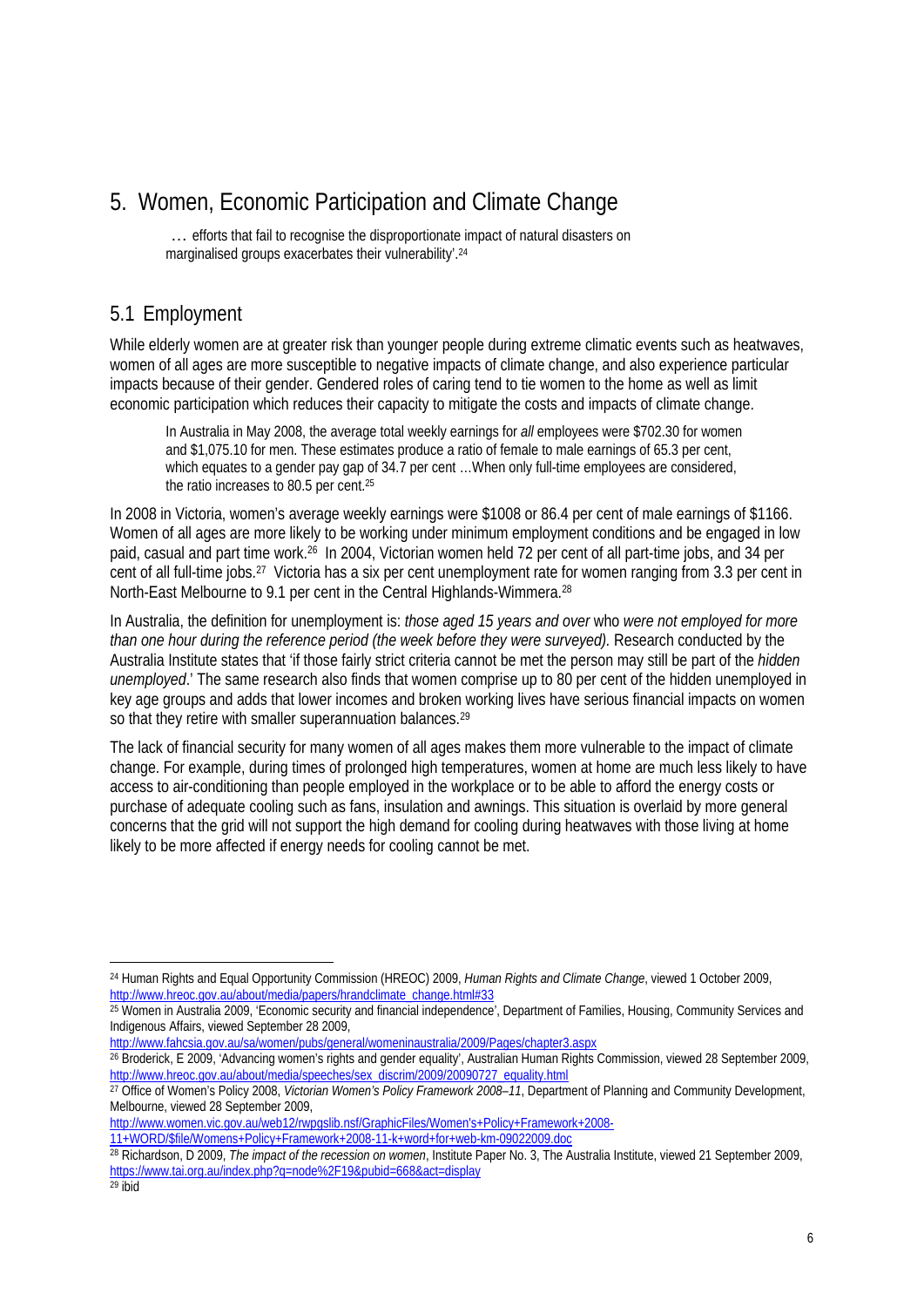# 5. Women, Economic Participation and Climate Change

> … efforts that fail to recognise the disproportionate impact of natural disasters on marginalised groups exacerbates their vulnerability'.[24]

## 5.1 Employment

While elderly women are at greater risk than younger people during extreme climatic events such as heatwaves, women of all ages are more susceptible to negative impacts of climate change, and also experience particular impacts because of their gender. Gendered roles of caring tend to tie women to the home as well as limit economic participation which reduces their capacity to mitigate the costs and impacts of climate change.

> In Australia in May 2008, the average total weekly earnings for *all* employees were $702.30 for women and $1,075.10 for men. These estimates produce a ratio of female to male earnings of 65.3 per cent, which equates to a gender pay gap of 34.7 per cent …When only full-time employees are considered, the ratio increases to 80.5 per cent.[25]

In 2008 in Victoria, women's average weekly earnings were $1008 or 86.4 per cent of male earnings of $1166. Women of all ages are more likely to be working under minimum employment conditions and be engaged in low paid, casual and part time work.[26] In 2004, Victorian women held 72 per cent of all part-time jobs, and 34 per cent of all full-time jobs.[27] Victoria has a six per cent unemployment rate for women ranging from 3.3 per cent in North-East Melbourne to 9.1 per cent in the Central Highlands-Wimmera.[28]

In Australia, the definition for unemployment is: *those aged 15 years and over* who *were not employed for more than one hour during the reference period (the week before they were surveyed).* Research conducted by the Australia Institute states that 'if those fairly strict criteria cannot be met the person may still be part of the *hidden unemployed*.' The same research also finds that women comprise up to 80 per cent of the hidden unemployed in key age groups and adds that lower incomes and broken working lives have serious financial impacts on women so that they retire with smaller superannuation balances.[29]

The lack of financial security for many women of all ages makes them more vulnerable to the impact of climate change. For example, during times of prolonged high temperatures, women at home are much less likely to have access to air-conditioning than people employed in the workplace or to be able to afford the energy costs or purchase of adequate cooling such as fans, insulation and awnings. This situation is overlaid by more general concerns that the grid will not support the high demand for cooling during heatwaves with those living at home likely to be more affected if energy needs for cooling cannot be met.

---

[24] Human Rights and Equal Opportunity Commission (HREOC) 2009, *Human Rights and Climate Change*, viewed 1 October 2009, http://www.hreoc.gov.au/about/media/papers/hrandclimate_change.html#33

[25] Women in Australia 2009, 'Economic security and financial independence', Department of Families, Housing, Community Services and Indigenous Affairs, viewed September 28 2009, http://www.fahcsia.gov.au/sa/women/pubs/general/womeninaustralia/2009/Pages/chapter3.aspx

[26] Broderick, E 2009, 'Advancing women's rights and gender equality', Australian Human Rights Commission, viewed 28 September 2009, http://www.hreoc.gov.au/about/media/speeches/sex_discrim/2009/20090727_equality.html

[27] Office of Women's Policy 2008, *Victorian Women's Policy Framework 2008–11*, Department of Planning and Community Development, Melbourne, viewed 28 September 2009, http://www.women.vic.gov.au/web12/rwpgslib.nsf/GraphicFiles/Women's+Policy+Framework+2008-11+WORD/$file/Womens+Policy+Framework+2008-11-k+word+for+web-km-09022009.doc

[28] Richardson, D 2009, *The impact of the recession on women*, Institute Paper No. 3, The Australia Institute, viewed 21 September 2009, https://www.tai.org.au/index.php?q=node%2F19&pubid=668&act=display

[29] ibid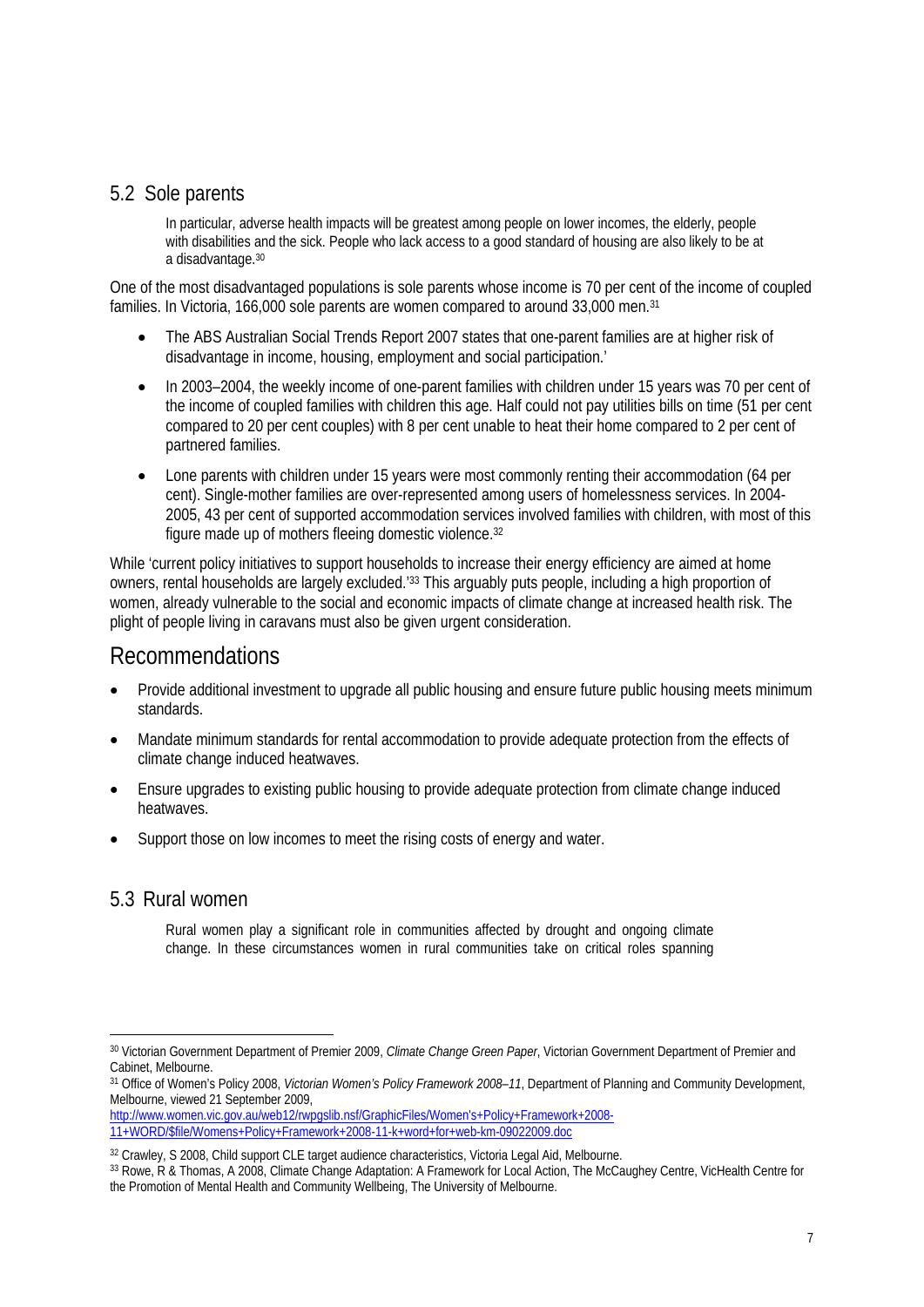## 5.2 Sole parents

> In particular, adverse health impacts will be greatest among people on lower incomes, the elderly, people with disabilities and the sick. People who lack access to a good standard of housing are also likely to be at a disadvantage.[30]

One of the most disadvantaged populations is sole parents whose income is 70 per cent of the income of coupled families. In Victoria, 166,000 sole parents are women compared to around 33,000 men.[31]

- The ABS Australian Social Trends Report 2007 states that one-parent families are at higher risk of disadvantage in income, housing, employment and social participation.'
- In 2003–2004, the weekly income of one-parent families with children under 15 years was 70 per cent of the income of coupled families with children this age. Half could not pay utilities bills on time (51 per cent compared to 20 per cent couples) with 8 per cent unable to heat their home compared to 2 per cent of partnered families.
- Lone parents with children under 15 years were most commonly renting their accommodation (64 per cent). Single-mother families are over-represented among users of homelessness services. In 2004-2005, 43 per cent of supported accommodation services involved families with children, with most of this figure made up of mothers fleeing domestic violence.[32]

While 'current policy initiatives to support households to increase their energy efficiency are aimed at home owners, rental households are largely excluded.'[33] This arguably puts people, including a high proportion of women, already vulnerable to the social and economic impacts of climate change at increased health risk. The plight of people living in caravans must also be given urgent consideration.

# Recommendations

- Provide additional investment to upgrade all public housing and ensure future public housing meets minimum standards.
- Mandate minimum standards for rental accommodation to provide adequate protection from the effects of climate change induced heatwaves.
- Ensure upgrades to existing public housing to provide adequate protection from climate change induced heatwaves.
- Support those on low incomes to meet the rising costs of energy and water.

## 5.3 Rural women

> Rural women play a significant role in communities affected by drought and ongoing climate change. In these circumstances women in rural communities take on critical roles spanning

---

[30] Victorian Government Department of Premier 2009, *Climate Change Green Paper*, Victorian Government Department of Premier and Cabinet, Melbourne.

[31] Office of Women's Policy 2008, *Victorian Women's Policy Framework 2008–11*, Department of Planning and Community Development, Melbourne, viewed 21 September 2009, http://www.women.vic.gov.au/web12/rwpgslib.nsf/GraphicFiles/Women's+Policy+Framework+2008-11+WORD/$file/Womens+Policy+Framework+2008-11-k+word+for+web-km-09022009.doc

[32] Crawley, S 2008, Child support CLE target audience characteristics, Victoria Legal Aid, Melbourne.

[33] Rowe, R & Thomas, A 2008, Climate Change Adaptation: A Framework for Local Action, The McCaughey Centre, VicHealth Centre for the Promotion of Mental Health and Community Wellbeing, The University of Melbourne.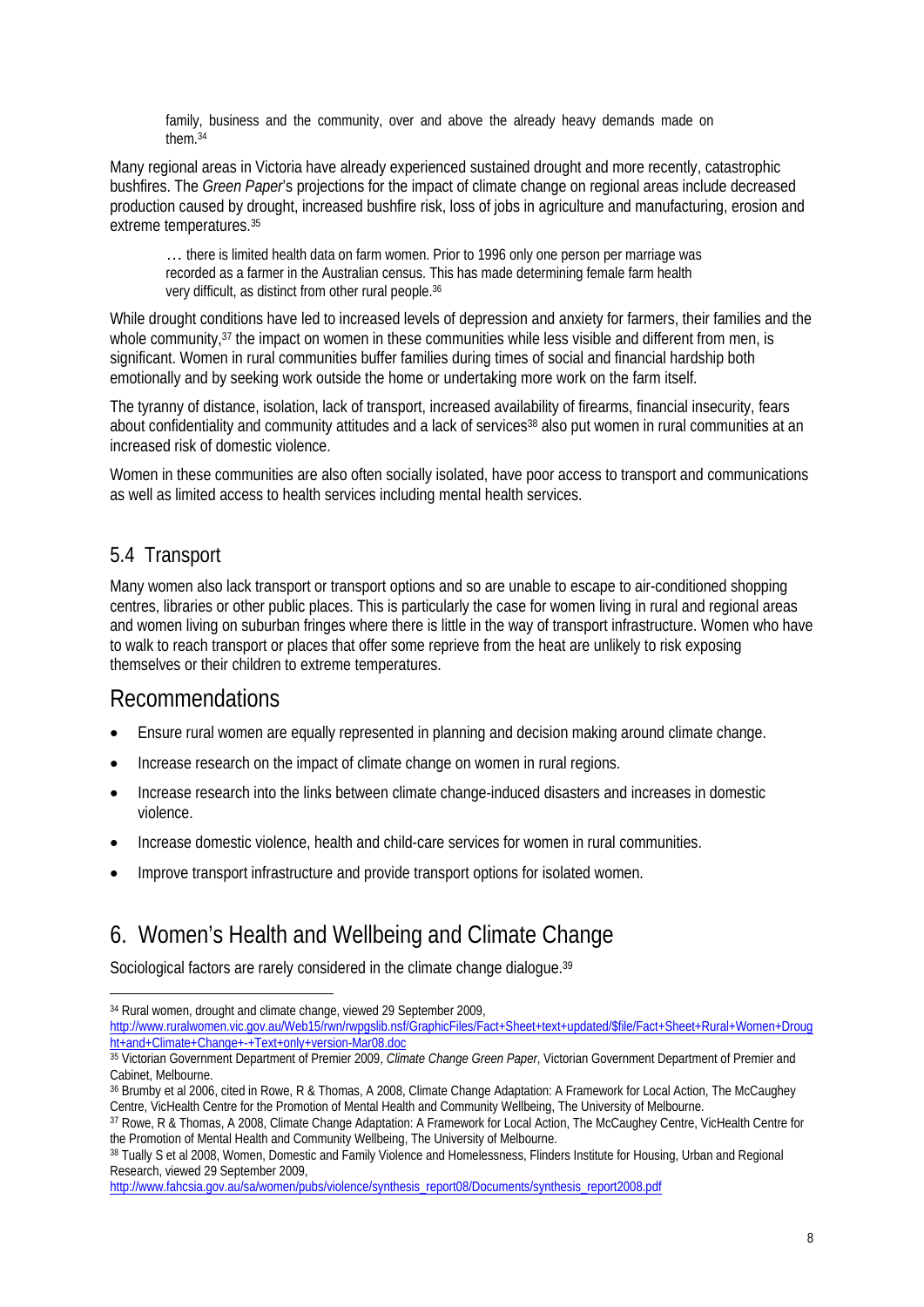> family, business and the community, over and above the already heavy demands made on them.[34]

Many regional areas in Victoria have already experienced sustained drought and more recently, catastrophic bushfires. The *Green Paper*'s projections for the impact of climate change on regional areas include decreased production caused by drought, increased bushfire risk, loss of jobs in agriculture and manufacturing, erosion and extreme temperatures.[35]

> … there is limited health data on farm women. Prior to 1996 only one person per marriage was recorded as a farmer in the Australian census. This has made determining female farm health very difficult, as distinct from other rural people.[36]

While drought conditions have led to increased levels of depression and anxiety for farmers, their families and the whole community,[37] the impact on women in these communities while less visible and different from men, is significant. Women in rural communities buffer families during times of social and financial hardship both emotionally and by seeking work outside the home or undertaking more work on the farm itself.

The tyranny of distance, isolation, lack of transport, increased availability of firearms, financial insecurity, fears about confidentiality and community attitudes and a lack of services[38] also put women in rural communities at an increased risk of domestic violence.

Women in these communities are also often socially isolated, have poor access to transport and communications as well as limited access to health services including mental health services.

### 5.4 Transport

Many women also lack transport or transport options and so are unable to escape to air-conditioned shopping centres, libraries or other public places. This is particularly the case for women living in rural and regional areas and women living on suburban fringes where there is little in the way of transport infrastructure. Women who have to walk to reach transport or places that offer some reprieve from the heat are unlikely to risk exposing themselves or their children to extreme temperatures.

### Recommendations

- Ensure rural women are equally represented in planning and decision making around climate change.
- Increase research on the impact of climate change on women in rural regions.
- Increase research into the links between climate change-induced disasters and increases in domestic violence.
- Increase domestic violence, health and child-care services for women in rural communities.
- Improve transport infrastructure and provide transport options for isolated women.

## 6. Women's Health and Wellbeing and Climate Change

Sociological factors are rarely considered in the climate change dialogue.[39]

---

[34] Rural women, drought and climate change, viewed 29 September 2009, http://www.ruralwomen.vic.gov.au/Web15/rwn/rwpgslib.nsf/GraphicFiles/Fact+Sheet+text+updated/$file/Fact+Sheet+Rural+Women+Drought+and+Climate+Change+-+Text+only+version-Mar08.doc

[35] Victorian Government Department of Premier 2009, *Climate Change Green Paper*, Victorian Government Department of Premier and Cabinet, Melbourne.

[36] Brumby et al 2006, cited in Rowe, R & Thomas, A 2008, Climate Change Adaptation: A Framework for Local Action, The McCaughey Centre, VicHealth Centre for the Promotion of Mental Health and Community Wellbeing, The University of Melbourne.

[37] Rowe, R & Thomas, A 2008, Climate Change Adaptation: A Framework for Local Action, The McCaughey Centre, VicHealth Centre for the Promotion of Mental Health and Community Wellbeing, The University of Melbourne.

[38] Tually S et al 2008, Women, Domestic and Family Violence and Homelessness, Flinders Institute for Housing, Urban and Regional Research, viewed 29 September 2009, http://www.fahcsia.gov.au/sa/women/pubs/violence/synthesis_report08/Documents/synthesis_report2008.pdf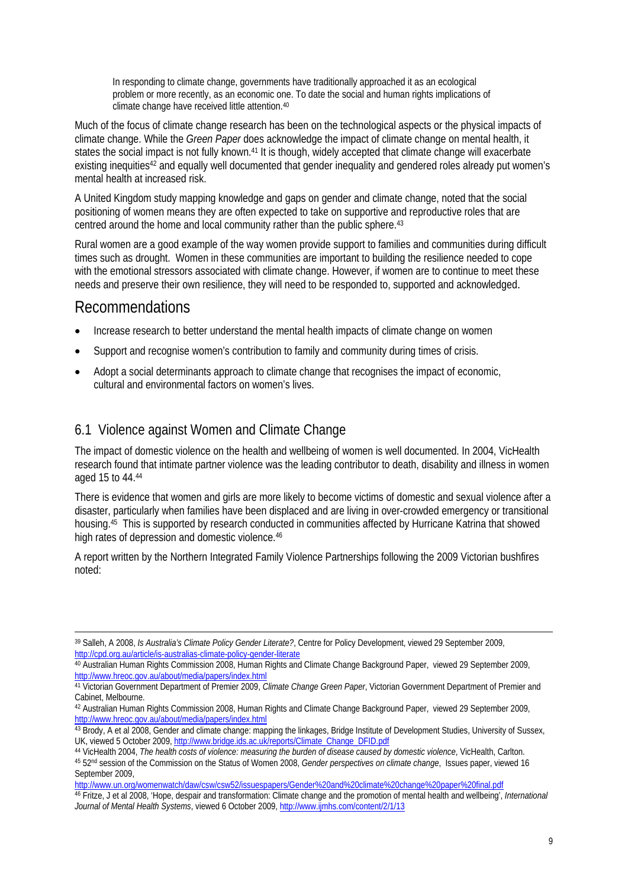> In responding to climate change, governments have traditionally approached it as an ecological problem or more recently, as an economic one. To date the social and human rights implications of climate change have received little attention.[40]

Much of the focus of climate change research has been on the technological aspects or the physical impacts of climate change. While the *Green Paper* does acknowledge the impact of climate change on mental health, it states the social impact is not fully known.[41] It is though, widely accepted that climate change will exacerbate existing inequities[42] and equally well documented that gender inequality and gendered roles already put women's mental health at increased risk.

A United Kingdom study mapping knowledge and gaps on gender and climate change, noted that the social positioning of women means they are often expected to take on supportive and reproductive roles that are centred around the home and local community rather than the public sphere.[43]

Rural women are a good example of the way women provide support to families and communities during difficult times such as drought. Women in these communities are important to building the resilience needed to cope with the emotional stressors associated with climate change. However, if women are to continue to meet these needs and preserve their own resilience, they will need to be responded to, supported and acknowledged.

## Recommendations

- Increase research to better understand the mental health impacts of climate change on women
- Support and recognise women's contribution to family and community during times of crisis.
- Adopt a social determinants approach to climate change that recognises the impact of economic, cultural and environmental factors on women's lives.

### 6.1 Violence against Women and Climate Change

The impact of domestic violence on the health and wellbeing of women is well documented. In 2004, VicHealth research found that intimate partner violence was the leading contributor to death, disability and illness in women aged 15 to 44.[44]

There is evidence that women and girls are more likely to become victims of domestic and sexual violence after a disaster, particularly when families have been displaced and are living in over-crowded emergency or transitional housing.[45] This is supported by research conducted in communities affected by Hurricane Katrina that showed high rates of depression and domestic violence.[46]

A report written by the Northern Integrated Family Violence Partnerships following the 2009 Victorian bushfires noted:

---

[39] Salleh, A 2008, *Is Australia's Climate Policy Gender Literate?*, Centre for Policy Development, viewed 29 September 2009, http://cpd.org.au/article/is-australias-climate-policy-gender-literate

[40] Australian Human Rights Commission 2008, Human Rights and Climate Change Background Paper, viewed 29 September 2009, http://www.hreoc.gov.au/about/media/papers/index.html

[41] Victorian Government Department of Premier 2009, *Climate Change Green Paper*, Victorian Government Department of Premier and Cabinet, Melbourne.

[42] Australian Human Rights Commission 2008, Human Rights and Climate Change Background Paper, viewed 29 September 2009, http://www.hreoc.gov.au/about/media/papers/index.html

[43] Brody, A et al 2008, Gender and climate change: mapping the linkages, Bridge Institute of Development Studies, University of Sussex, UK, viewed 5 October 2009, http://www.bridge.ids.ac.uk/reports/Climate_Change_DFID.pdf

[44] VicHealth 2004, *The health costs of violence: measuring the burden of disease caused by domestic violence*, VicHealth, Carlton.

[45] 52nd session of the Commission on the Status of Women 2008, *Gender perspectives on climate change*, Issues paper, viewed 16 September 2009, http://www.un.org/womenwatch/daw/csw/csw52/issuespapers/Gender%20and%20climate%20change%20paper%20final.pdf

[46] Fritze, J et al 2008, 'Hope, despair and transformation: Climate change and the promotion of mental health and wellbeing', *International Journal of Mental Health Systems*, viewed 6 October 2009, http://www.ijmhs.com/content/2/1/13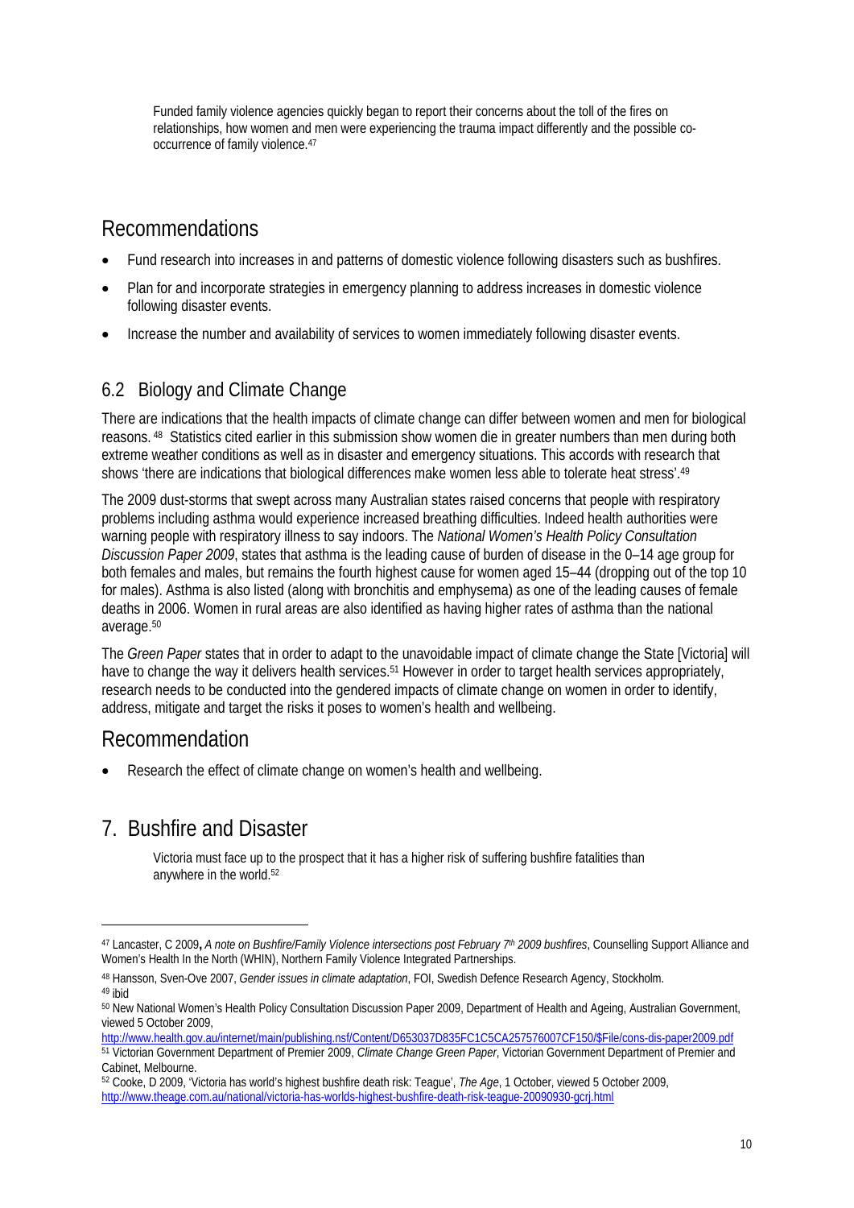> Funded family violence agencies quickly began to report their concerns about the toll of the fires on relationships, how women and men were experiencing the trauma impact differently and the possible co-occurrence of family violence.[47]

## Recommendations

- Fund research into increases in and patterns of domestic violence following disasters such as bushfires.
- Plan for and incorporate strategies in emergency planning to address increases in domestic violence following disaster events.
- Increase the number and availability of services to women immediately following disaster events.

### 6.2 Biology and Climate Change

There are indications that the health impacts of climate change can differ between women and men for biological reasons.[48] Statistics cited earlier in this submission show women die in greater numbers than men during both extreme weather conditions as well as in disaster and emergency situations. This accords with research that shows 'there are indications that biological differences make women less able to tolerate heat stress'.[49]

The 2009 dust-storms that swept across many Australian states raised concerns that people with respiratory problems including asthma would experience increased breathing difficulties. Indeed health authorities were warning people with respiratory illness to say indoors. The *National Women's Health Policy Consultation Discussion Paper 2009*, states that asthma is the leading cause of burden of disease in the 0–14 age group for both females and males, but remains the fourth highest cause for women aged 15–44 (dropping out of the top 10 for males). Asthma is also listed (along with bronchitis and emphysema) as one of the leading causes of female deaths in 2006. Women in rural areas are also identified as having higher rates of asthma than the national average.[50]

The *Green Paper* states that in order to adapt to the unavoidable impact of climate change the State [Victoria] will have to change the way it delivers health services.[51] However in order to target health services appropriately, research needs to be conducted into the gendered impacts of climate change on women in order to identify, address, mitigate and target the risks it poses to women's health and wellbeing.

## Recommendation

- Research the effect of climate change on women's health and wellbeing.

## 7. Bushfire and Disaster

> Victoria must face up to the prospect that it has a higher risk of suffering bushfire fatalities than anywhere in the world.[52]

---

[47] Lancaster, C 2009**,** *A note on Bushfire/Family Violence intersections post February 7th 2009 bushfires*, Counselling Support Alliance and Women's Health In the North (WHIN), Northern Family Violence Integrated Partnerships.

[48] Hansson, Sven-Ove 2007, *Gender issues in climate adaptation*, FOI, Swedish Defence Research Agency, Stockholm.

[49] ibid

[50] New National Women's Health Policy Consultation Discussion Paper 2009, Department of Health and Ageing, Australian Government, viewed 5 October 2009, http://www.health.gov.au/internet/main/publishing.nsf/Content/D653037D835FC1C5CA257576007CF150/$File/cons-dis-paper2009.pdf

[51] Victorian Government Department of Premier 2009, *Climate Change Green Paper*, Victorian Government Department of Premier and Cabinet, Melbourne.

[52] Cooke, D 2009, 'Victoria has world's highest bushfire death risk: Teague', *The Age*, 1 October, viewed 5 October 2009, http://www.theage.com.au/national/victoria-has-worlds-highest-bushfire-death-risk-teague-20090930-gcrj.html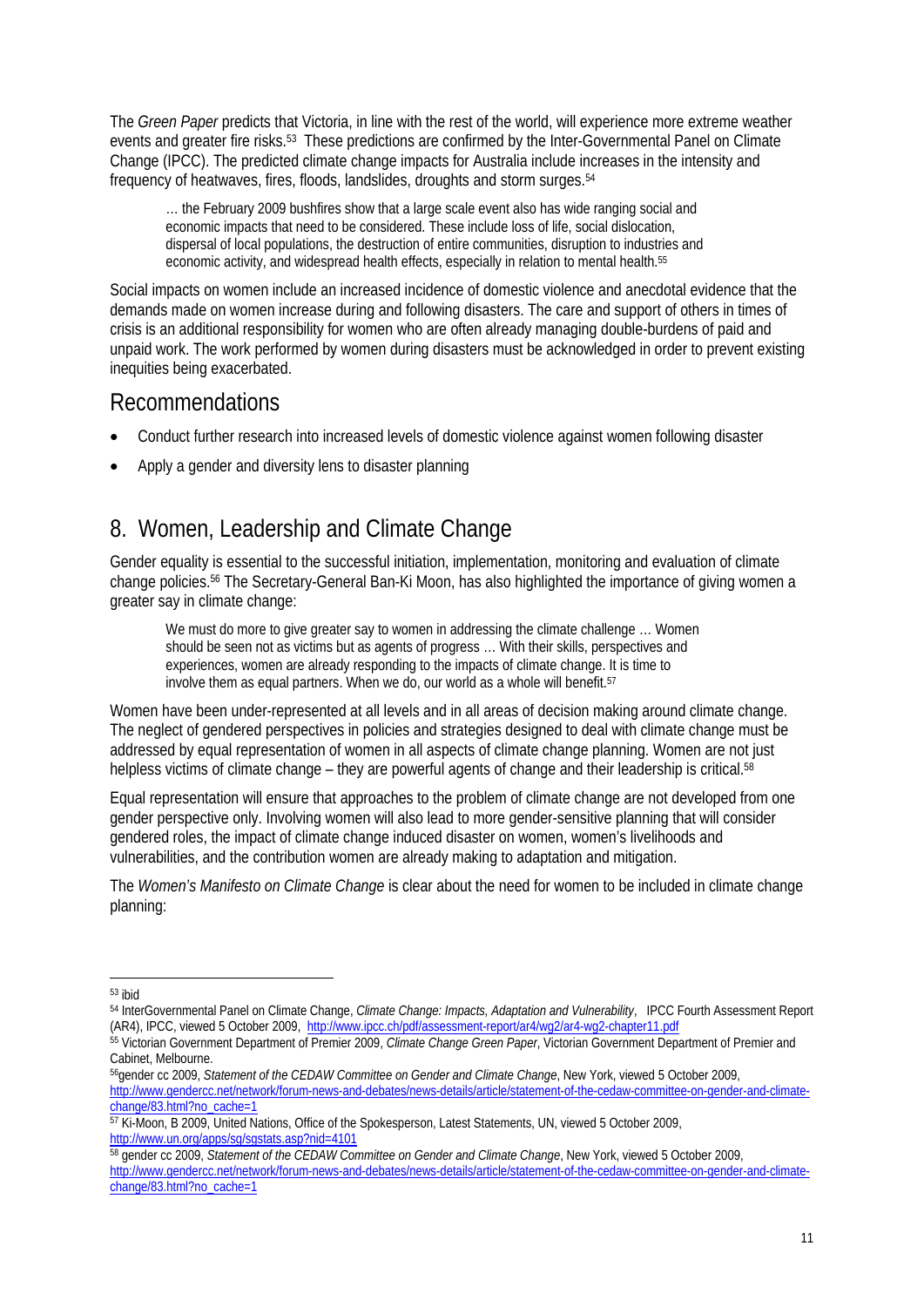The *Green Paper* predicts that Victoria, in line with the rest of the world, will experience more extreme weather events and greater fire risks.[53] These predictions are confirmed by the Inter-Governmental Panel on Climate Change (IPCC). The predicted climate change impacts for Australia include increases in the intensity and frequency of heatwaves, fires, floods, landslides, droughts and storm surges.[54]

> … the February 2009 bushfires show that a large scale event also has wide ranging social and economic impacts that need to be considered. These include loss of life, social dislocation, dispersal of local populations, the destruction of entire communities, disruption to industries and economic activity, and widespread health effects, especially in relation to mental health.[55]

Social impacts on women include an increased incidence of domestic violence and anecdotal evidence that the demands made on women increase during and following disasters. The care and support of others in times of crisis is an additional responsibility for women who are often already managing double-burdens of paid and unpaid work. The work performed by women during disasters must be acknowledged in order to prevent existing inequities being exacerbated.

## Recommendations

- Conduct further research into increased levels of domestic violence against women following disaster
- Apply a gender and diversity lens to disaster planning

# 8. Women, Leadership and Climate Change

Gender equality is essential to the successful initiation, implementation, monitoring and evaluation of climate change policies.[56] The Secretary-General Ban-Ki Moon, has also highlighted the importance of giving women a greater say in climate change:

> We must do more to give greater say to women in addressing the climate challenge … Women should be seen not as victims but as agents of progress … With their skills, perspectives and experiences, women are already responding to the impacts of climate change. It is time to involve them as equal partners. When we do, our world as a whole will benefit.[57]

Women have been under-represented at all levels and in all areas of decision making around climate change. The neglect of gendered perspectives in policies and strategies designed to deal with climate change must be addressed by equal representation of women in all aspects of climate change planning. Women are not just helpless victims of climate change – they are powerful agents of change and their leadership is critical.[58]

Equal representation will ensure that approaches to the problem of climate change are not developed from one gender perspective only. Involving women will also lead to more gender-sensitive planning that will consider gendered roles, the impact of climate change induced disaster on women, women's livelihoods and vulnerabilities, and the contribution women are already making to adaptation and mitigation.

The *Women's Manifesto on Climate Change* is clear about the need for women to be included in climate change planning:

---

[53] ibid

[54] InterGovernmental Panel on Climate Change, *Climate Change: Impacts, Adaptation and Vulnerability*, IPCC Fourth Assessment Report (AR4), IPCC, viewed 5 October 2009, http://www.ipcc.ch/pdf/assessment-report/ar4/wg2/ar4-wg2-chapter11.pdf

[55] Victorian Government Department of Premier 2009, *Climate Change Green Paper*, Victorian Government Department of Premier and Cabinet, Melbourne.

[56] gender cc 2009, *Statement of the CEDAW Committee on Gender and Climate Change*, New York, viewed 5 October 2009, http://www.gendercc.net/network/forum-news-and-debates/news-details/article/statement-of-the-cedaw-committee-on-gender-and-climate-change/83.html?no_cache=1

[57] Ki-Moon, B 2009, United Nations, Office of the Spokesperson, Latest Statements, UN, viewed 5 October 2009, http://www.un.org/apps/sg/sgstats.asp?nid=4101

[58] gender cc 2009, *Statement of the CEDAW Committee on Gender and Climate Change*, New York, viewed 5 October 2009, http://www.gendercc.net/network/forum-news-and-debates/news-details/article/statement-of-the-cedaw-committee-on-gender-and-climate-change/83.html?no_cache=1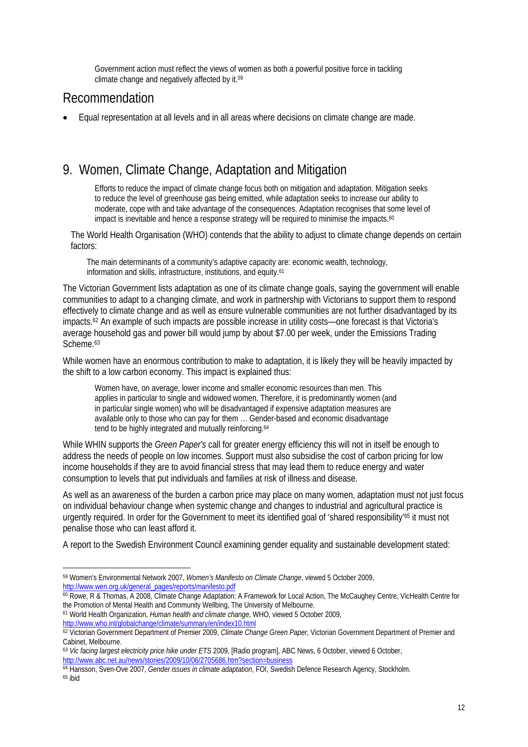Government action must reflect the views of women as both a powerful positive force in tackling climate change and negatively affected by it.[59]

## Recommendation

- Equal representation at all levels and in all areas where decisions on climate change are made.

# 9. Women, Climate Change, Adaptation and Mitigation

> Efforts to reduce the impact of climate change focus both on mitigation and adaptation. Mitigation seeks to reduce the level of greenhouse gas being emitted, while adaptation seeks to increase our ability to moderate, cope with and take advantage of the consequences. Adaptation recognises that some level of impact is inevitable and hence a response strategy will be required to minimise the impacts.[60]

The World Health Organisation (WHO) contends that the ability to adjust to climate change depends on certain factors:

> The main determinants of a community's adaptive capacity are: economic wealth, technology, information and skills, infrastructure, institutions, and equity.[61]

The Victorian Government lists adaptation as one of its climate change goals, saying the government will enable communities to adapt to a changing climate, and work in partnership with Victorians to support them to respond effectively to climate change and as well as ensure vulnerable communities are not further disadvantaged by its impacts.[62] An example of such impacts are possible increase in utility costs—one forecast is that Victoria's average household gas and power bill would jump by about $7.00 per week, under the Emissions Trading Scheme.[63]

While women have an enormous contribution to make to adaptation, it is likely they will be heavily impacted by the shift to a low carbon economy. This impact is explained thus:

> Women have, on average, lower income and smaller economic resources than men. This applies in particular to single and widowed women. Therefore, it is predominantly women (and in particular single women) who will be disadvantaged if expensive adaptation measures are available only to those who can pay for them … Gender-based and economic disadvantage tend to be highly integrated and mutually reinforcing.[64]

While WHIN supports the *Green Paper's* call for greater energy efficiency this will not in itself be enough to address the needs of people on low incomes. Support must also subsidise the cost of carbon pricing for low income households if they are to avoid financial stress that may lead them to reduce energy and water consumption to levels that put individuals and families at risk of illness and disease.

As well as an awareness of the burden a carbon price may place on many women, adaptation must not just focus on individual behaviour change when systemic change and changes to industrial and agricultural practice is urgently required. In order for the Government to meet its identified goal of 'shared responsibility'[65] it must not penalise those who can least afford it.

A report to the Swedish Environment Council examining gender equality and sustainable development stated:

---

[59] Women's Environmental Network 2007, *Women's Manifesto on Climate Change*, viewed 5 October 2009, http://www.wen.org.uk/general_pages/reports/manifesto.pdf

[60] Rowe, R & Thomas, A 2008, Climate Change Adaptation: A Framework for Local Action, The McCaughey Centre, VicHealth Centre for the Promotion of Mental Health and Community Wellbing, The University of Melbourne.

[61] World Health Organization, *Human health and climate change*, WHO, viewed 5 October 2009, http://www.who.int/globalchange/climate/summary/en/index10.html

[62] Victorian Government Department of Premier 2009, *Climate Change Green Paper*, Victorian Government Department of Premier and Cabinet, Melbourne.

[63] *Vic facing largest electricity price hike under ETS* 2009, [Radio program], ABC News, 6 October, viewed 6 October, http://www.abc.net.au/news/stories/2009/10/06/2705686.htm?section=business

[64] Hansson, Sven-Ove 2007, *Gender issues in climate adaptation*, FOI, Swedish Defence Research Agency, Stockholm.

[65] ibid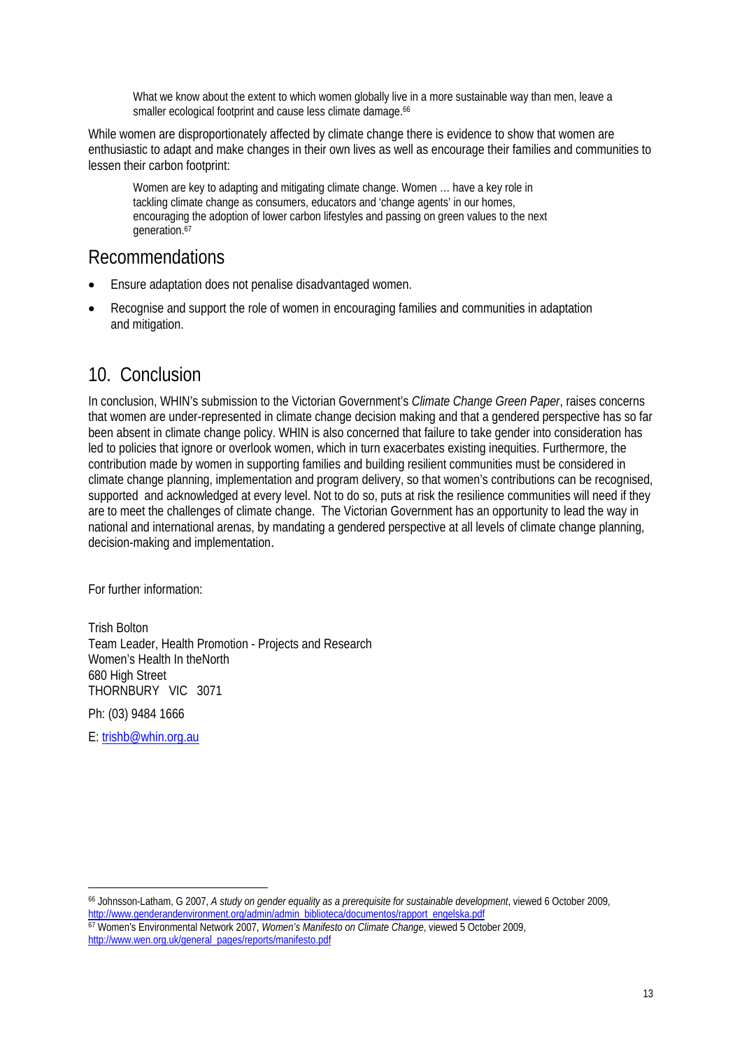> What we know about the extent to which women globally live in a more sustainable way than men, leave a smaller ecological footprint and cause less climate damage.[66]

While women are disproportionately affected by climate change there is evidence to show that women are enthusiastic to adapt and make changes in their own lives as well as encourage their families and communities to lessen their carbon footprint:

> Women are key to adapting and mitigating climate change. Women … have a key role in tackling climate change as consumers, educators and 'change agents' in our homes, encouraging the adoption of lower carbon lifestyles and passing on green values to the next generation.[67]

## Recommendations

- Ensure adaptation does not penalise disadvantaged women.
- Recognise and support the role of women in encouraging families and communities in adaptation and mitigation.

# 10. Conclusion

In conclusion, WHIN's submission to the Victorian Government's *Climate Change Green Paper*, raises concerns that women are under-represented in climate change decision making and that a gendered perspective has so far been absent in climate change policy. WHIN is also concerned that failure to take gender into consideration has led to policies that ignore or overlook women, which in turn exacerbates existing inequities. Furthermore, the contribution made by women in supporting families and building resilient communities must be considered in climate change planning, implementation and program delivery, so that women's contributions can be recognised, supported and acknowledged at every level. Not to do so, puts at risk the resilience communities will need if they are to meet the challenges of climate change. The Victorian Government has an opportunity to lead the way in national and international arenas, by mandating a gendered perspective at all levels of climate change planning, decision-making and implementation.

For further information:

Trish Bolton
Team Leader, Health Promotion - Projects and Research
Women's Health In theNorth
680 High Street
THORNBURY VIC 3071

Ph: (03) 9484 1666

E: trishb@whin.org.au

---

[66] Johnsson-Latham, G 2007, *A study on gender equality as a prerequisite for sustainable development*, viewed 6 October 2009, http://www.genderandenvironment.org/admin/admin_biblioteca/documentos/rapport_engelska.pdf

[67] Women's Environmental Network 2007, *Women's Manifesto on Climate Change*, viewed 5 October 2009, http://www.wen.org.uk/general_pages/reports/manifesto.pdf